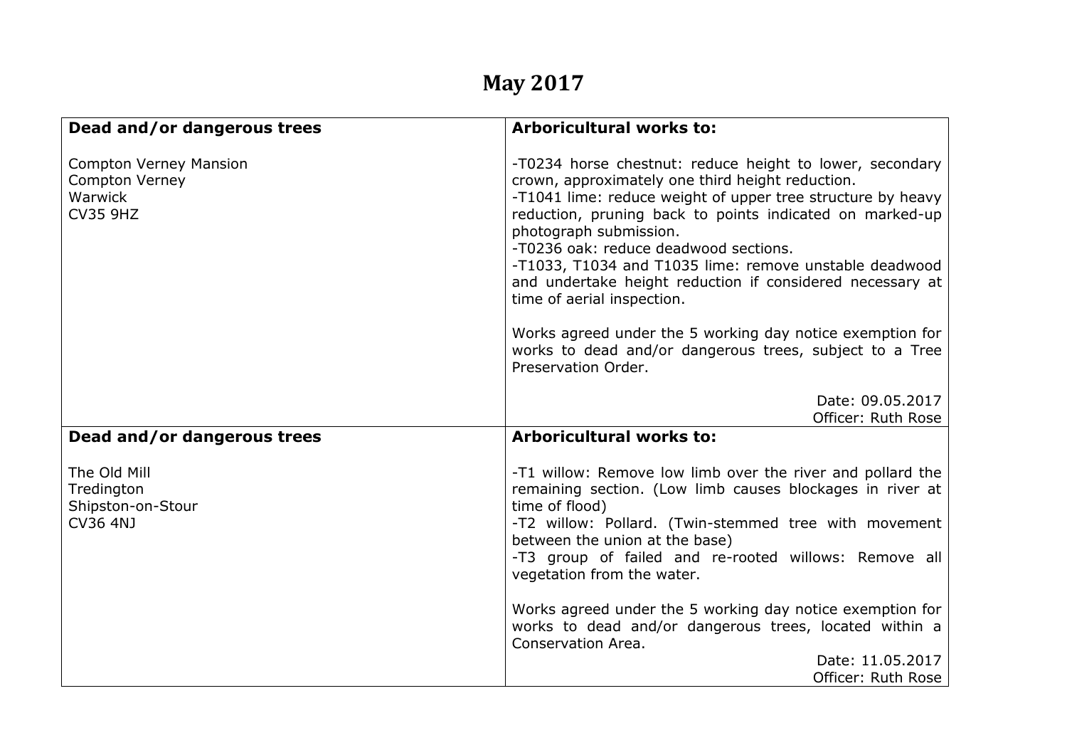# May 2017

| Dead and/or dangerous trees | Arboricultural works to: |
|---|---|
| Compton Verney Mansion<br>Compton Verney<br>Warwick<br>CV35 9HZ | -T0234 horse chestnut: reduce height to lower, secondary crown, approximately one third height reduction.<br>-T1041 lime: reduce weight of upper tree structure by heavy reduction, pruning back to points indicated on marked-up photograph submission.<br>-T0236 oak: reduce deadwood sections.<br>-T1033, T1034 and T1035 lime: remove unstable deadwood and undertake height reduction if considered necessary at time of aerial inspection.<br><br>Works agreed under the 5 working day notice exemption for works to dead and/or dangerous trees, subject to a Tree Preservation Order.<br><br>Date: 09.05.2017<br>Officer: Ruth Rose |
| **Dead and/or dangerous trees** | **Arboricultural works to:** |
| The Old Mill<br>Tredington<br>Shipston-on-Stour<br>CV36 4NJ | -T1 willow: Remove low limb over the river and pollard the remaining section. (Low limb causes blockages in river at time of flood)<br>-T2 willow: Pollard. (Twin-stemmed tree with movement between the union at the base)<br>-T3 group of failed and re-rooted willows: Remove all vegetation from the water.<br><br>Works agreed under the 5 working day notice exemption for works to dead and/or dangerous trees, located within a Conservation Area.<br>Date: 11.05.2017<br>Officer: Ruth Rose |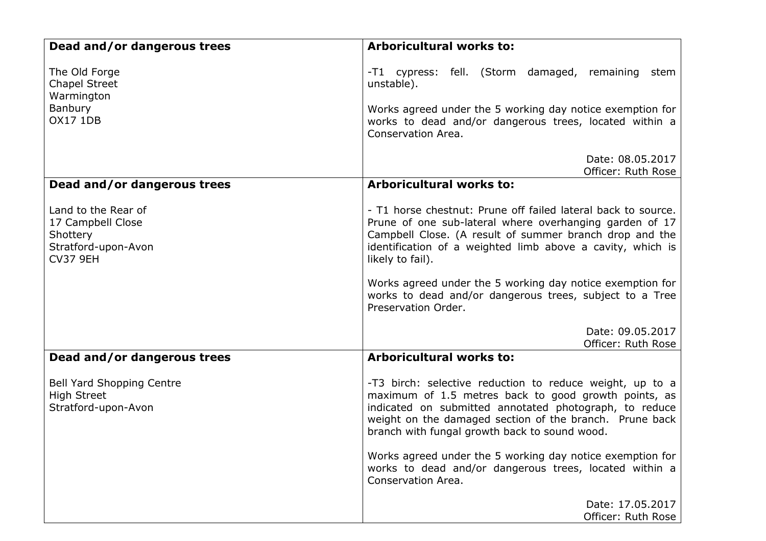| Dead and/or dangerous trees | Arboricultural works to: |
|---|---|
| The Old Forge<br>Chapel Street<br>Warmington<br>Banbury<br>OX17 1DB | -T1 cypress: fell. (Storm damaged, remaining stem unstable).<br><br>Works agreed under the 5 working day notice exemption for works to dead and/or dangerous trees, located within a Conservation Area.<br><br>Date: 08.05.2017<br>Officer: Ruth Rose |
| **Dead and/or dangerous trees** | **Arboricultural works to:** |
| Land to the Rear of<br>17 Campbell Close<br>Shottery<br>Stratford-upon-Avon<br>CV37 9EH | - T1 horse chestnut: Prune off failed lateral back to source. Prune of one sub-lateral where overhanging garden of 17 Campbell Close. (A result of summer branch drop and the identification of a weighted limb above a cavity, which is likely to fail).<br><br>Works agreed under the 5 working day notice exemption for works to dead and/or dangerous trees, subject to a Tree Preservation Order.<br><br>Date: 09.05.2017<br>Officer: Ruth Rose |
| **Dead and/or dangerous trees** | **Arboricultural works to:** |
| Bell Yard Shopping Centre<br>High Street<br>Stratford-upon-Avon | -T3 birch: selective reduction to reduce weight, up to a maximum of 1.5 metres back to good growth points, as indicated on submitted annotated photograph, to reduce weight on the damaged section of the branch. Prune back branch with fungal growth back to sound wood.<br><br>Works agreed under the 5 working day notice exemption for works to dead and/or dangerous trees, located within a Conservation Area.<br><br>Date: 17.05.2017<br>Officer: Ruth Rose |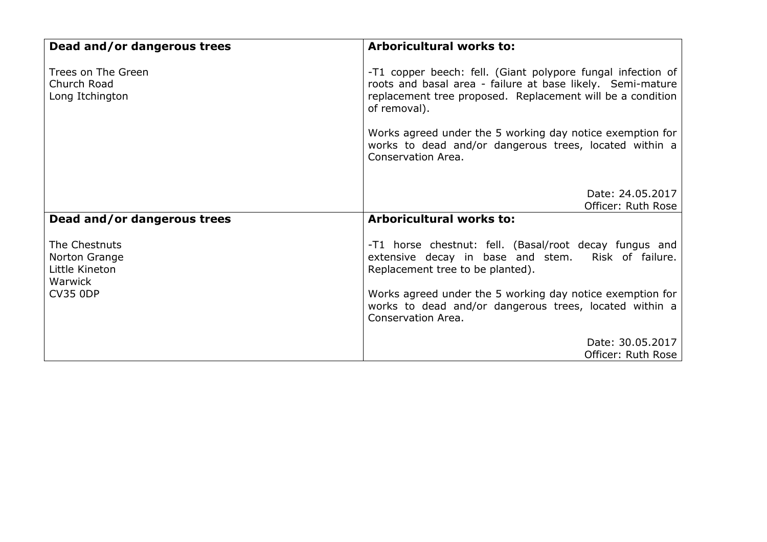| | |
|---|---|
| **Dead and/or dangerous trees**<br><br>Trees on The Green<br>Church Road<br>Long Itchington | **Arboricultural works to:**<br><br>-T1 copper beech: fell. (Giant polypore fungal infection of roots and basal area - failure at base likely. Semi-mature replacement tree proposed. Replacement will be a condition of removal).<br><br>Works agreed under the 5 working day notice exemption for works to dead and/or dangerous trees, located within a Conservation Area.<br><br>Date: 24.05.2017<br>Officer: Ruth Rose |
| **Dead and/or dangerous trees**<br><br>The Chestnuts<br>Norton Grange<br>Little Kineton<br>Warwick<br>CV35 0DP | **Arboricultural works to:**<br><br>-T1 horse chestnut: fell. (Basal/root decay fungus and extensive decay in base and stem. Risk of failure. Replacement tree to be planted).<br><br>Works agreed under the 5 working day notice exemption for works to dead and/or dangerous trees, located within a Conservation Area.<br><br>Date: 30.05.2017<br>Officer: Ruth Rose |